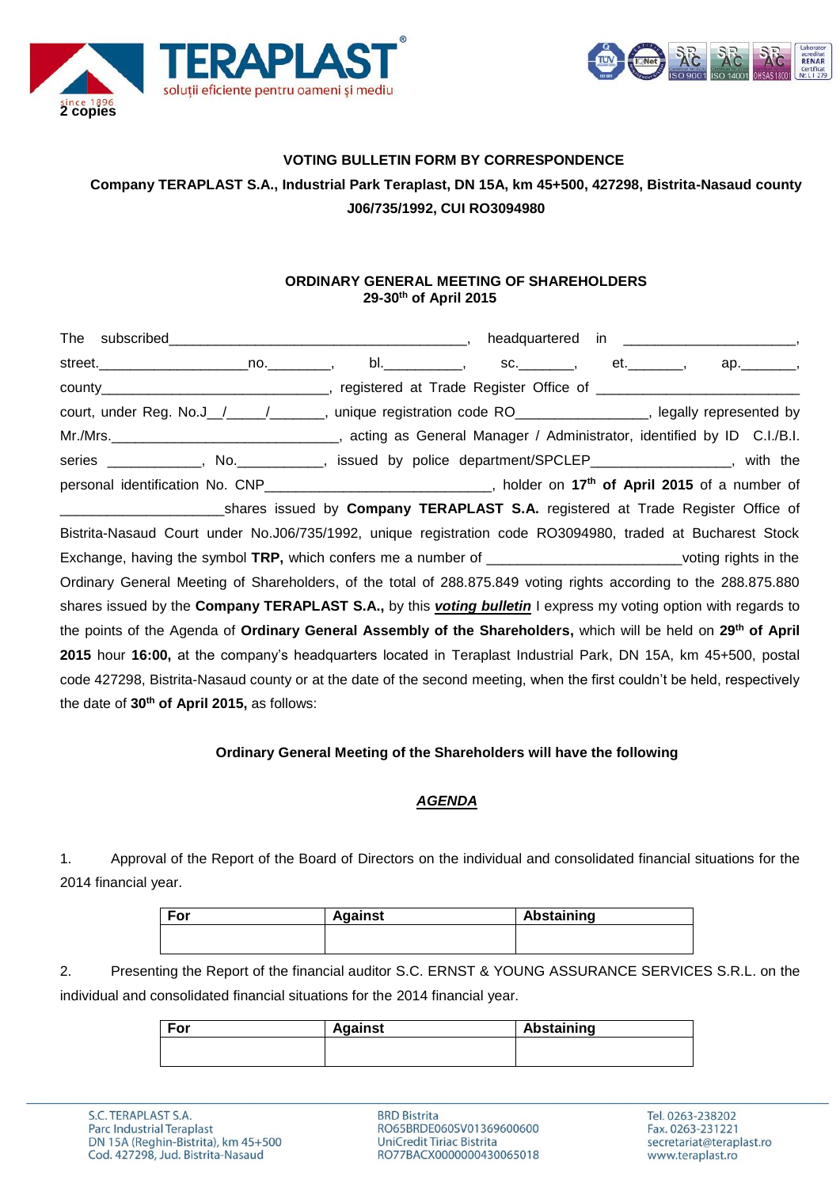**2 copies**

**VOTING BULLETIN FORM BY CORRESPONDENCE**

**Company TERAPLAST S.A., Industrial Park Teraplast, DN 15A, km 45+500, 427298, Bistrita-Nasaud county J06/735/1992, CUI RO3094980**

**ORDINARY GENERAL MEETING OF SHAREHOLDERS**
**29-30th of April 2015**

The subscribed_______________________________________, headquartered in ______________________, street.___________________no.________, bl.__________, sc._______, et._______, ap._______, county_____________________________, registered at Trade Register Office of __________________________ court, under Reg. No.J__/_____/_______, unique registration code RO________________, legally represented by Mr./Mrs.______________________________, acting as General Manager / Administrator, identified by ID C.I./B.I. series ____________, No.___________, issued by police department/SPCLEP_________________, with the personal identification No. CNP_____________________________, holder on **17th of April 2015** of a number of _____________________shares issued by **Company TERAPLAST S.A.** registered at Trade Register Office of Bistrita-Nasaud Court under No.J06/735/1992, unique registration code RO3094980, traded at Bucharest Stock Exchange, having the symbol **TRP,** which confers me a number of _________________________voting rights in the Ordinary General Meeting of Shareholders, of the total of 288.875.849 voting rights according to the 288.875.880 shares issued by the **Company TERAPLAST S.A.,** by this ***voting bulletin*** I express my voting option with regards to the points of the Agenda of **Ordinary General Assembly of the Shareholders,** which will be held on **29th of April 2015** hour **16:00,** at the company's headquarters located in Teraplast Industrial Park, DN 15A, km 45+500, postal code 427298, Bistrita-Nasaud county or at the date of the second meeting, when the first couldn't be held, respectively the date of **30th of April 2015,** as follows:

**Ordinary General Meeting of the Shareholders will have the following**

***AGENDA***

1. Approval of the Report of the Board of Directors on the individual and consolidated financial situations for the 2014 financial year.

| For | Against | Abstaining |
|---|---|---|
| | | |

2. Presenting the Report of the financial auditor S.C. ERNST & YOUNG ASSURANCE SERVICES S.R.L. on the individual and consolidated financial situations for the 2014 financial year.

| For | Against | Abstaining |
|---|---|---|
| | | |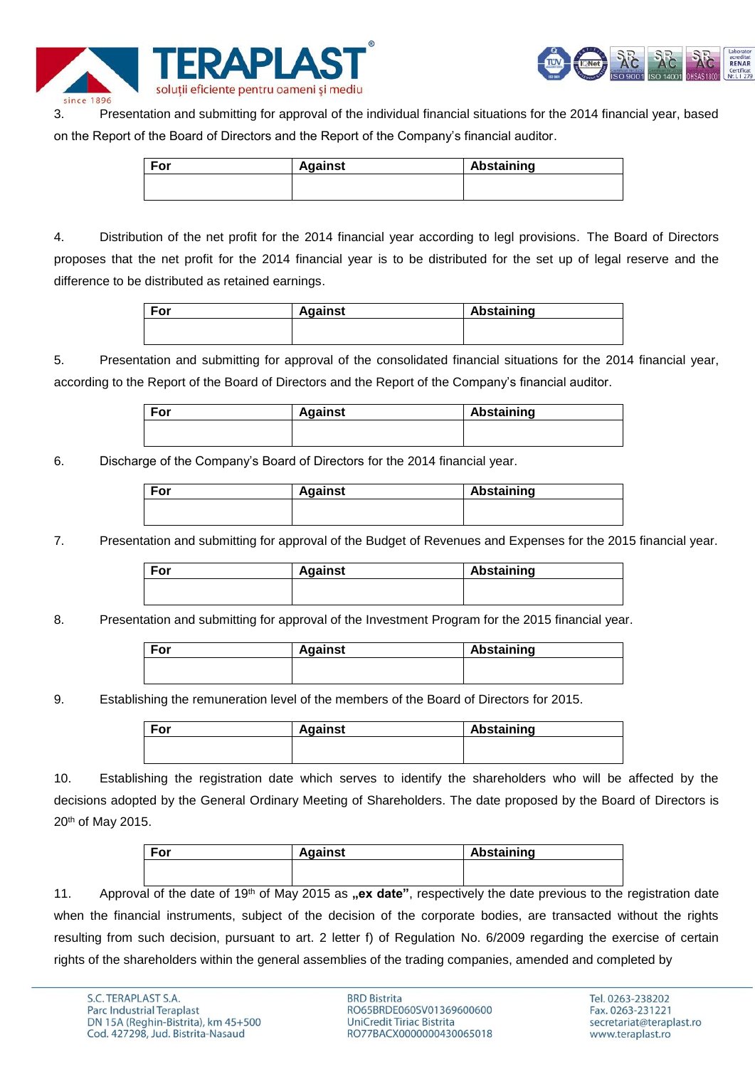3. Presentation and submitting for approval of the individual financial situations for the 2014 financial year, based on the Report of the Board of Directors and the Report of the Company's financial auditor.

| For | Against | Abstaining |
| --- | --- | --- |
| | | |

4. Distribution of the net profit for the 2014 financial year according to legl provisions. The Board of Directors proposes that the net profit for the 2014 financial year is to be distributed for the set up of legal reserve and the difference to be distributed as retained earnings.

| For | Against | Abstaining |
| --- | --- | --- |
| | | |

5. Presentation and submitting for approval of the consolidated financial situations for the 2014 financial year, according to the Report of the Board of Directors and the Report of the Company's financial auditor.

| For | Against | Abstaining |
| --- | --- | --- |
| | | |

6. Discharge of the Company's Board of Directors for the 2014 financial year.

| For | Against | Abstaining |
| --- | --- | --- |
| | | |

7. Presentation and submitting for approval of the Budget of Revenues and Expenses for the 2015 financial year.

| For | Against | Abstaining |
| --- | --- | --- |
| | | |

8. Presentation and submitting for approval of the Investment Program for the 2015 financial year.

| For | Against | Abstaining |
| --- | --- | --- |
| | | |

9. Establishing the remuneration level of the members of the Board of Directors for 2015.

| For | Against | Abstaining |
| --- | --- | --- |
| | | |

10. Establishing the registration date which serves to identify the shareholders who will be affected by the decisions adopted by the General Ordinary Meeting of Shareholders. The date proposed by the Board of Directors is 20th of May 2015.

| For | Against | Abstaining |
| --- | --- | --- |
| | | |

11. Approval of the date of 19th of May 2015 as **„ex date"**, respectively the date previous to the registration date when the financial instruments, subject of the decision of the corporate bodies, are transacted without the rights resulting from such decision, pursuant to art. 2 letter f) of Regulation No. 6/2009 regarding the exercise of certain rights of the shareholders within the general assemblies of the trading companies, amended and completed by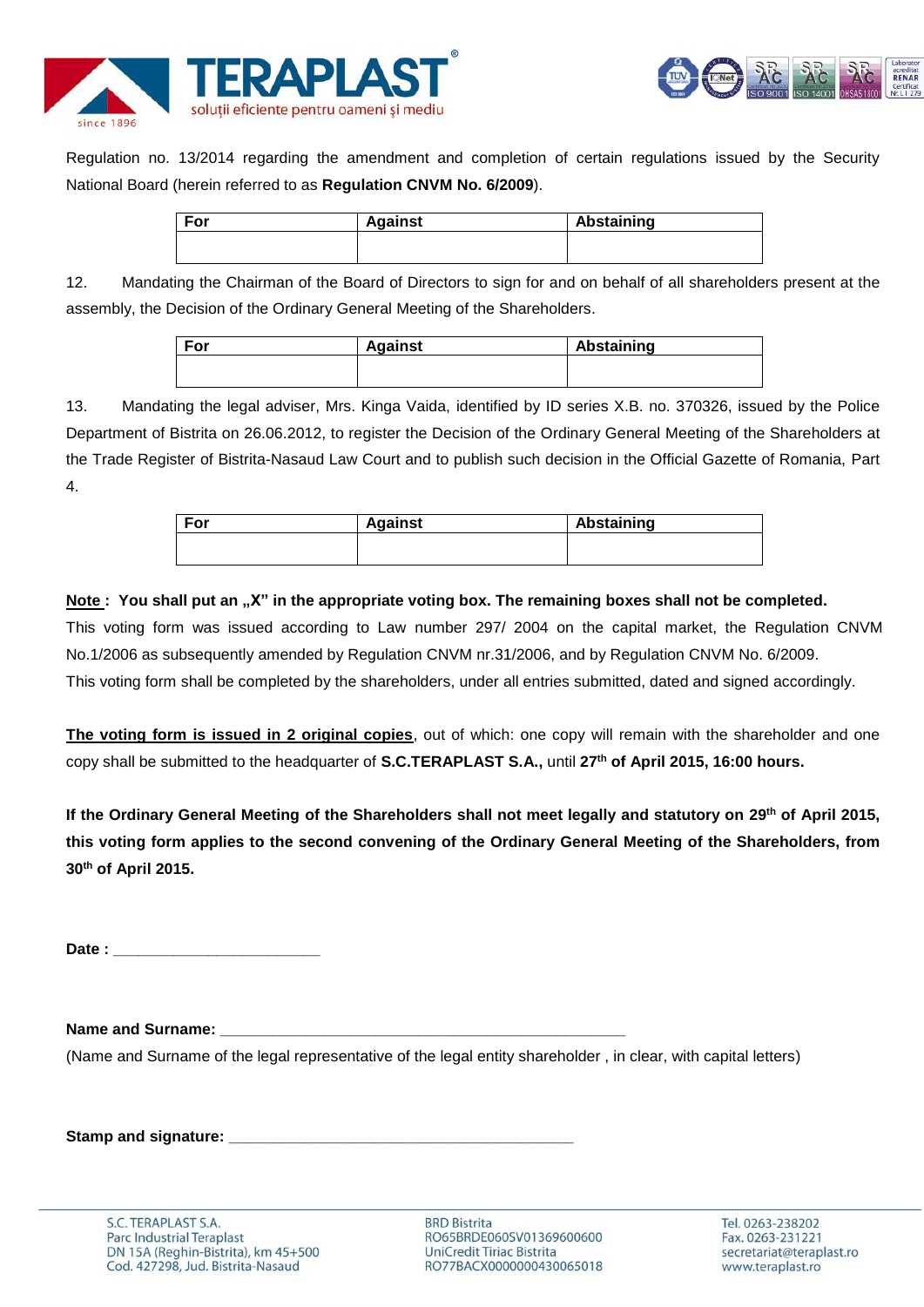Regulation no. 13/2014 regarding the amendment and completion of certain regulations issued by the Security National Board (herein referred to as **Regulation CNVM No. 6/2009**).

| For | Against | Abstaining |
|---|---|---|
| | | |

12. Mandating the Chairman of the Board of Directors to sign for and on behalf of all shareholders present at the assembly, the Decision of the Ordinary General Meeting of the Shareholders.

| For | Against | Abstaining |
|---|---|---|
| | | |

13. Mandating the legal adviser, Mrs. Kinga Vaida, identified by ID series X.B. no. 370326, issued by the Police Department of Bistrita on 26.06.2012, to register the Decision of the Ordinary General Meeting of the Shareholders at the Trade Register of Bistrita-Nasaud Law Court and to publish such decision in the Official Gazette of Romania, Part 4.

| For | Against | Abstaining |
|---|---|---|
| | | |

**Note : You shall put an „X" in the appropriate voting box. The remaining boxes shall not be completed.**

This voting form was issued according to Law number 297/ 2004 on the capital market, the Regulation CNVM No.1/2006 as subsequently amended by Regulation CNVM nr.31/2006, and by Regulation CNVM No. 6/2009.

This voting form shall be completed by the shareholders, under all entries submitted, dated and signed accordingly.

**The voting form is issued in 2 original copies**, out of which: one copy will remain with the shareholder and one copy shall be submitted to the headquarter of **S.C.TERAPLAST S.A.,** until **27th of April 2015, 16:00 hours.**

**If the Ordinary General Meeting of the Shareholders shall not meet legally and statutory on 29th of April 2015, this voting form applies to the second convening of the Ordinary General Meeting of the Shareholders, from 30th of April 2015.**

**Date :** ________________________

**Name and Surname:** ________________________________________________

(Name and Surname of the legal representative of the legal entity shareholder , in clear, with capital letters)

**Stamp and signature:** _________________________________________